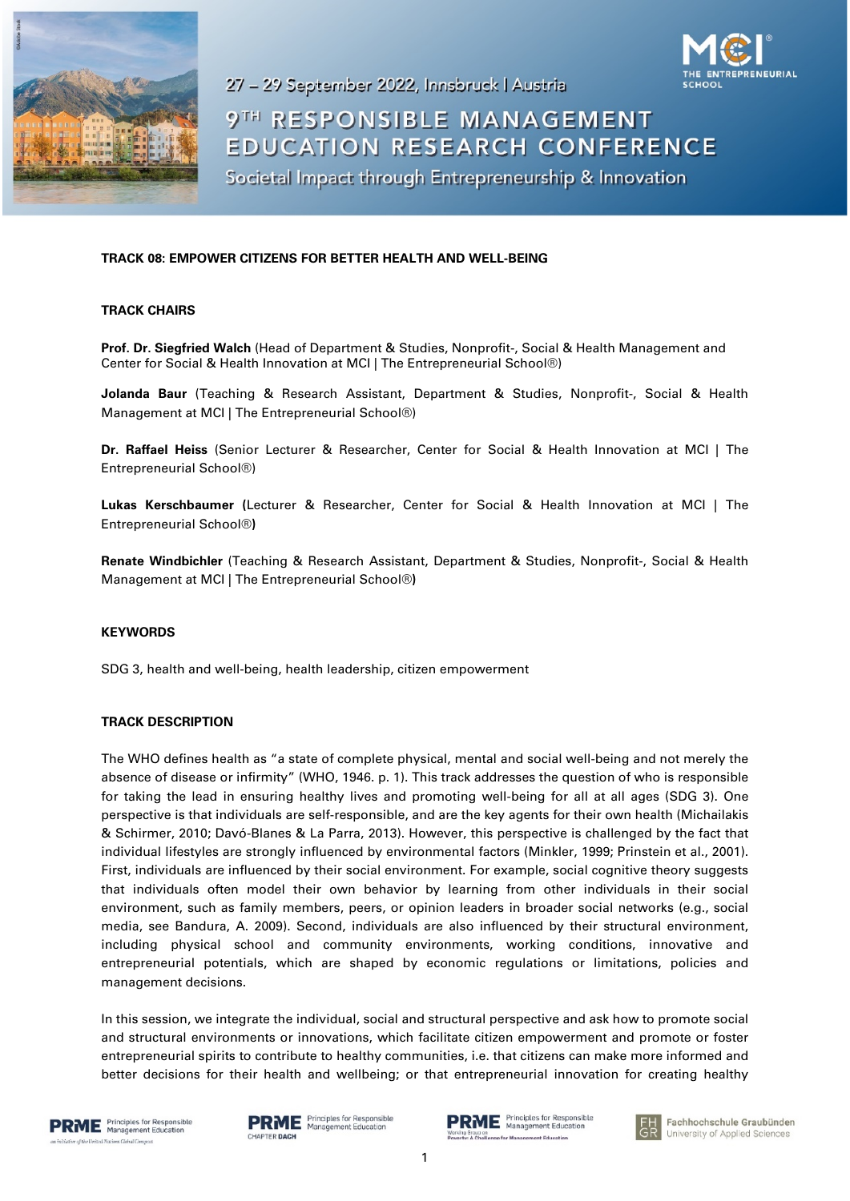27 – 29 September 2022, Innsbruck | Austria

# 9TH RESPONSIBLE MANAGEMENT EDUCATION RESEARCH CONFERENCE

Societal Impact through Entrepreneurship & Innovation

## TRACK 08: EMPOWER CITIZENS FOR BETTER HEALTH AND WELL-BEING

### TRACK CHAIRS

**Prof. Dr. Siegfried Walch** (Head of Department & Studies, Nonprofit-, Social & Health Management and Center for Social & Health Innovation at MCI | The Entrepreneurial School®)

**Jolanda Baur** (Teaching & Research Assistant, Department & Studies, Nonprofit-, Social & Health Management at MCI | The Entrepreneurial School®)

**Dr. Raffael Heiss** (Senior Lecturer & Researcher, Center for Social & Health Innovation at MCI | The Entrepreneurial School®)

**Lukas Kerschbaumer** (Lecturer & Researcher, Center for Social & Health Innovation at MCI | The Entrepreneurial School®)

**Renate Windbichler** (Teaching & Research Assistant, Department & Studies, Nonprofit-, Social & Health Management at MCI | The Entrepreneurial School®)

### KEYWORDS

SDG 3, health and well-being, health leadership, citizen empowerment

### TRACK DESCRIPTION

The WHO defines health as "a state of complete physical, mental and social well-being and not merely the absence of disease or infirmity" (WHO, 1946. p. 1). This track addresses the question of who is responsible for taking the lead in ensuring healthy lives and promoting well-being for all at all ages (SDG 3). One perspective is that individuals are self-responsible, and are the key agents for their own health (Michailakis & Schirmer, 2010; Davó-Blanes & La Parra, 2013). However, this perspective is challenged by the fact that individual lifestyles are strongly influenced by environmental factors (Minkler, 1999; Prinstein et al., 2001). First, individuals are influenced by their social environment. For example, social cognitive theory suggests that individuals often model their own behavior by learning from other individuals in their social environment, such as family members, peers, or opinion leaders in broader social networks (e.g., social media, see Bandura, A. 2009). Second, individuals are also influenced by their structural environment, including physical school and community environments, working conditions, innovative and entrepreneurial potentials, which are shaped by economic regulations or limitations, policies and management decisions.

In this session, we integrate the individual, social and structural perspective and ask how to promote social and structural environments or innovations, which facilitate citizen empowerment and promote or foster entrepreneurial spirits to contribute to healthy communities, i.e. that citizens can make more informed and better decisions for their health and wellbeing; or that entrepreneurial innovation for creating healthy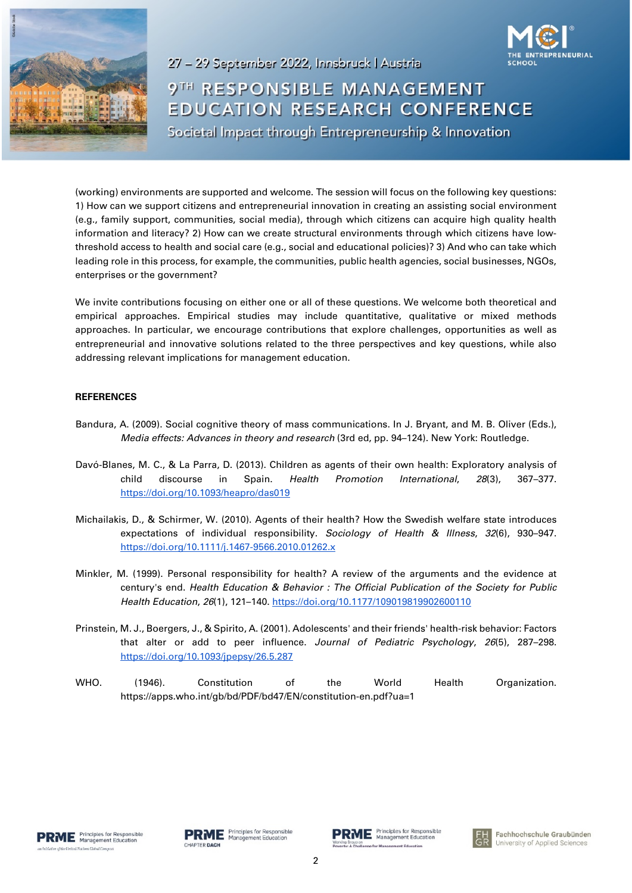(working) environments are supported and welcome. The session will focus on the following key questions: 1) How can we support citizens and entrepreneurial innovation in creating an assisting social environment (e.g., family support, communities, social media), through which citizens can acquire high quality health information and literacy? 2) How can we create structural environments through which citizens have low-threshold access to health and social care (e.g., social and educational policies)? 3) And who can take which leading role in this process, for example, the communities, public health agencies, social businesses, NGOs, enterprises or the government?

We invite contributions focusing on either one or all of these questions. We welcome both theoretical and empirical approaches. Empirical studies may include quantitative, qualitative or mixed methods approaches. In particular, we encourage contributions that explore challenges, opportunities as well as entrepreneurial and innovative solutions related to the three perspectives and key questions, while also addressing relevant implications for management education.

**REFERENCES**

Bandura, A. (2009). Social cognitive theory of mass communications. In J. Bryant, and M. B. Oliver (Eds.), *Media effects: Advances in theory and research* (3rd ed, pp. 94–124). New York: Routledge.

Davó-Blanes, M. C., & La Parra, D. (2013). Children as agents of their own health: Exploratory analysis of child discourse in Spain. *Health Promotion International*, *28*(3), 367–377. https://doi.org/10.1093/heapro/das019

Michailakis, D., & Schirmer, W. (2010). Agents of their health? How the Swedish welfare state introduces expectations of individual responsibility. *Sociology of Health & Illness*, *32*(6), 930–947. https://doi.org/10.1111/j.1467-9566.2010.01262.x

Minkler, M. (1999). Personal responsibility for health? A review of the arguments and the evidence at century's end. *Health Education & Behavior : The Official Publication of the Society for Public Health Education*, *26*(1), 121–140. https://doi.org/10.1177/109019819902600110

Prinstein, M. J., Boergers, J., & Spirito, A. (2001). Adolescents' and their friends' health-risk behavior: Factors that alter or add to peer influence. *Journal of Pediatric Psychology*, *26*(5), 287–298. https://doi.org/10.1093/jpepsy/26.5.287

WHO. (1946). Constitution of the World Health Organization. https://apps.who.int/gb/bd/PDF/bd47/EN/constitution-en.pdf?ua=1